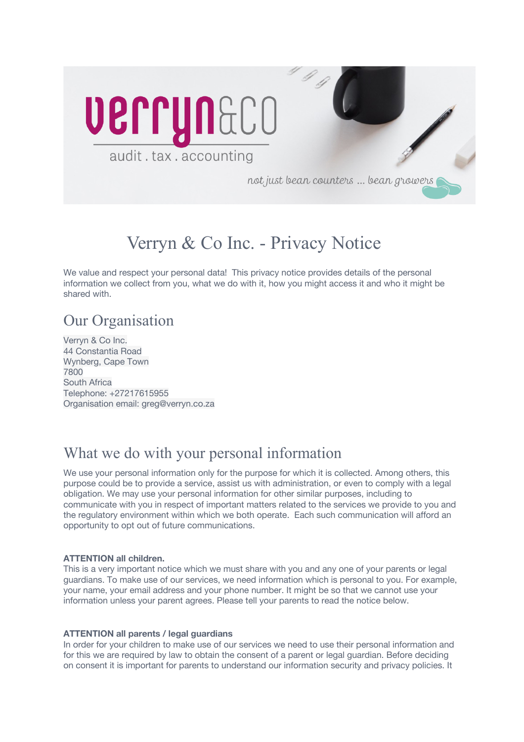# Verryn & Co Inc. - Privacy Notice

We value and respect your personal data! This privacy notice provides details of the personal information we collect from you, what we do with it, how you might access it and who it might be shared with.

## Our Organisation

Verryn & Co Inc.
44 Constantia Road
Wynberg, Cape Town
7800
South Africa
Telephone: +27217615955
Organisation email: greg@verryn.co.za

## What we do with your personal information

We use your personal information only for the purpose for which it is collected. Among others, this purpose could be to provide a service, assist us with administration, or even to comply with a legal obligation. We may use your personal information for other similar purposes, including to communicate with you in respect of important matters related to the services we provide to you and the regulatory environment within which we both operate. Each such communication will afford an opportunity to opt out of future communications.

**ATTENTION all children.**
This is a very important notice which we must share with you and any one of your parents or legal guardians. To make use of our services, we need information which is personal to you. For example, your name, your email address and your phone number. It might be so that we cannot use your information unless your parent agrees. Please tell your parents to read the notice below.

**ATTENTION all parents / legal guardians**
In order for your children to make use of our services we need to use their personal information and for this we are required by law to obtain the consent of a parent or legal guardian. Before deciding on consent it is important for parents to understand our information security and privacy policies. It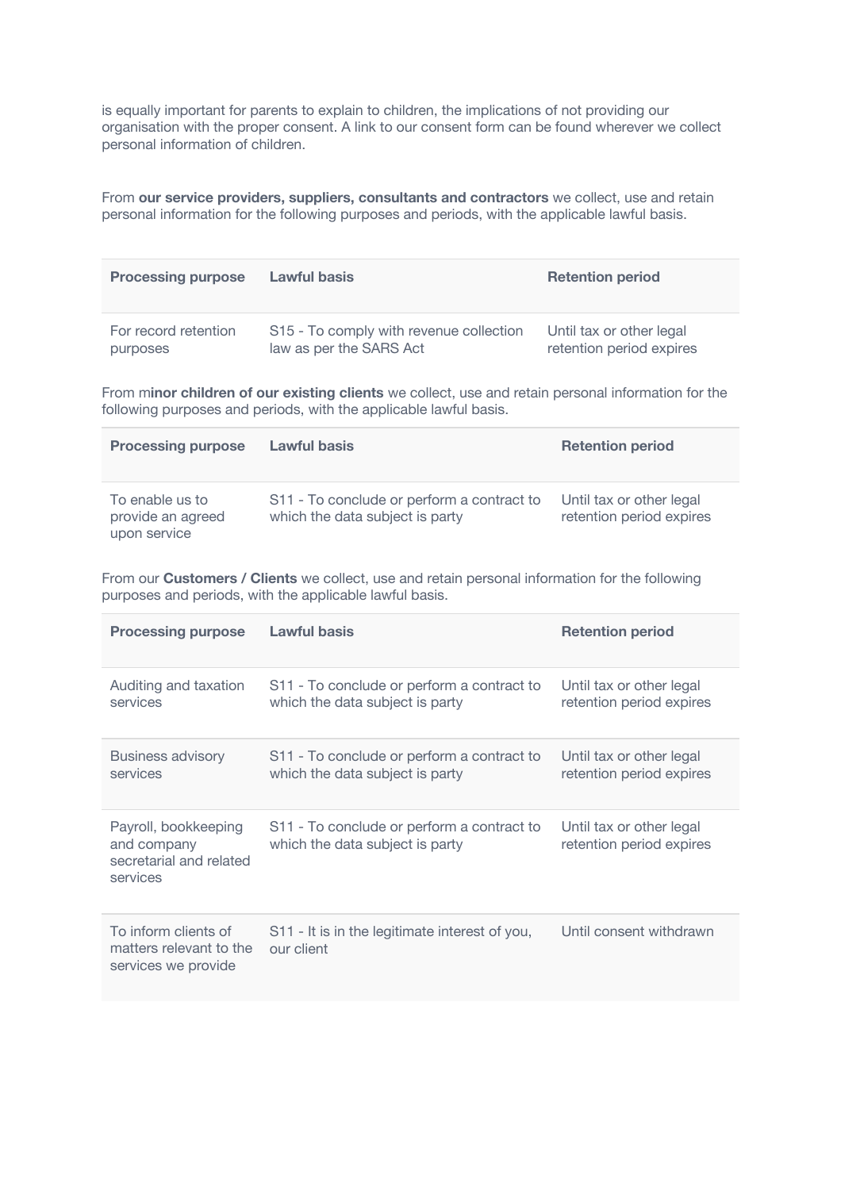is equally important for parents to explain to children, the implications of not providing our organisation with the proper consent. A link to our consent form can be found wherever we collect personal information of children.

From **our service providers, suppliers, consultants and contractors** we collect, use and retain personal information for the following purposes and periods, with the applicable lawful basis.

| Processing purpose | Lawful basis | Retention period |
| --- | --- | --- |
| For record retention purposes | S15 - To comply with revenue collection law as per the SARS Act | Until tax or other legal retention period expires |

From m**inor children of our existing clients** we collect, use and retain personal information for the following purposes and periods, with the applicable lawful basis.

| Processing purpose | Lawful basis | Retention period |
| --- | --- | --- |
| To enable us to provide an agreed upon service | S11 - To conclude or perform a contract to which the data subject is party | Until tax or other legal retention period expires |

From our **Customers / Clients** we collect, use and retain personal information for the following purposes and periods, with the applicable lawful basis.

| Processing purpose | Lawful basis | Retention period |
| --- | --- | --- |
| Auditing and taxation services | S11 - To conclude or perform a contract to which the data subject is party | Until tax or other legal retention period expires |
| Business advisory services | S11 - To conclude or perform a contract to which the data subject is party | Until tax or other legal retention period expires |
| Payroll, bookkeeping and company secretarial and related services | S11 - To conclude or perform a contract to which the data subject is party | Until tax or other legal retention period expires |
| To inform clients of matters relevant to the services we provide | S11 - It is in the legitimate interest of you, our client | Until consent withdrawn |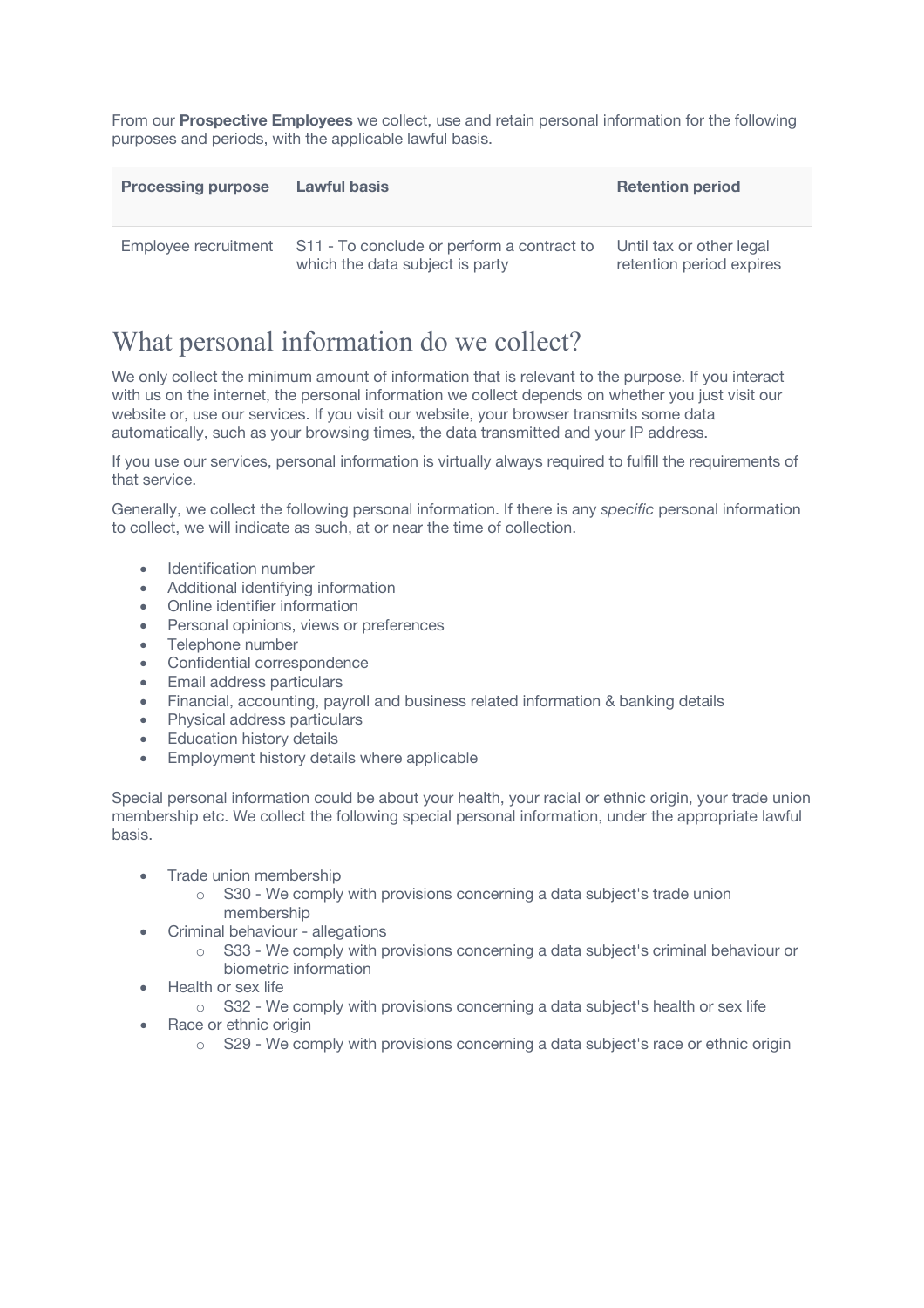From our **Prospective Employees** we collect, use and retain personal information for the following purposes and periods, with the applicable lawful basis.

| Processing purpose | Lawful basis | Retention period |
| --- | --- | --- |
| Employee recruitment | S11 - To conclude or perform a contract to which the data subject is party | Until tax or other legal retention period expires |

# What personal information do we collect?

We only collect the minimum amount of information that is relevant to the purpose. If you interact with us on the internet, the personal information we collect depends on whether you just visit our website or, use our services. If you visit our website, your browser transmits some data automatically, such as your browsing times, the data transmitted and your IP address.

If you use our services, personal information is virtually always required to fulfill the requirements of that service.

Generally, we collect the following personal information. If there is any *specific* personal information to collect, we will indicate as such, at or near the time of collection.

- Identification number
- Additional identifying information
- Online identifier information
- Personal opinions, views or preferences
- Telephone number
- Confidential correspondence
- Email address particulars
- Financial, accounting, payroll and business related information & banking details
- Physical address particulars
- Education history details
- Employment history details where applicable

Special personal information could be about your health, your racial or ethnic origin, your trade union membership etc. We collect the following special personal information, under the appropriate lawful basis.

- Trade union membership
  - S30 - We comply with provisions concerning a data subject's trade union membership
- Criminal behaviour - allegations
  - S33 - We comply with provisions concerning a data subject's criminal behaviour or biometric information
- Health or sex life
  - S32 - We comply with provisions concerning a data subject's health or sex life
- Race or ethnic origin
  - S29 - We comply with provisions concerning a data subject's race or ethnic origin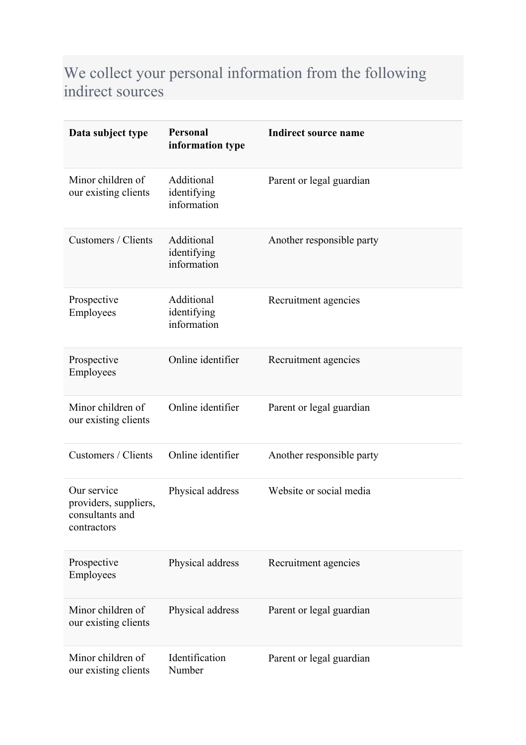## We collect your personal information from the following indirect sources

| Data subject type | Personal information type | Indirect source name |
|---|---|---|
| Minor children of our existing clients | Additional identifying information | Parent or legal guardian |
| Customers / Clients | Additional identifying information | Another responsible party |
| Prospective Employees | Additional identifying information | Recruitment agencies |
| Prospective Employees | Online identifier | Recruitment agencies |
| Minor children of our existing clients | Online identifier | Parent or legal guardian |
| Customers / Clients | Online identifier | Another responsible party |
| Our service providers, suppliers, consultants and contractors | Physical address | Website or social media |
| Prospective Employees | Physical address | Recruitment agencies |
| Minor children of our existing clients | Physical address | Parent or legal guardian |
| Minor children of our existing clients | Identification Number | Parent or legal guardian |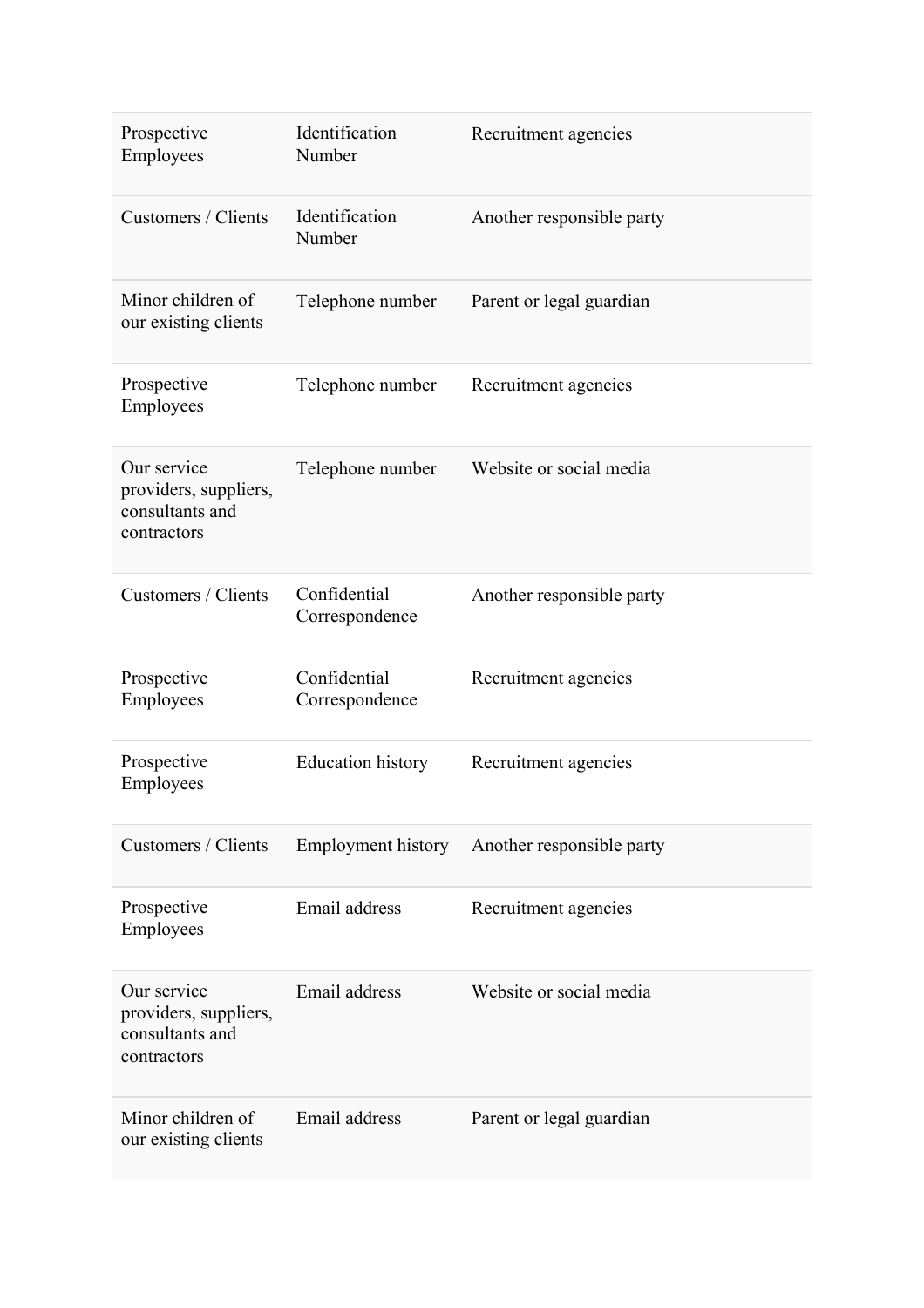| | | |
|---|---|---|
| Prospective Employees | Identification Number | Recruitment agencies |
| Customers / Clients | Identification Number | Another responsible party |
| Minor children of our existing clients | Telephone number | Parent or legal guardian |
| Prospective Employees | Telephone number | Recruitment agencies |
| Our service providers, suppliers, consultants and contractors | Telephone number | Website or social media |
| Customers / Clients | Confidential Correspondence | Another responsible party |
| Prospective Employees | Confidential Correspondence | Recruitment agencies |
| Prospective Employees | Education history | Recruitment agencies |
| Customers / Clients | Employment history | Another responsible party |
| Prospective Employees | Email address | Recruitment agencies |
| Our service providers, suppliers, consultants and contractors | Email address | Website or social media |
| Minor children of our existing clients | Email address | Parent or legal guardian |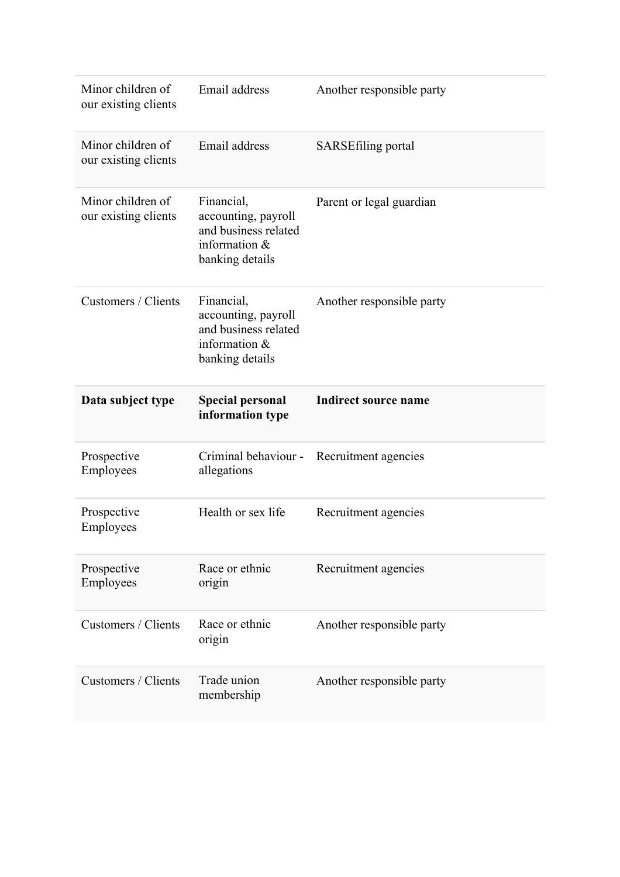| | | |
|---|---|---|
| Minor children of our existing clients | Email address | Another responsible party |
| Minor children of our existing clients | Email address | SARSEfiling portal |
| Minor children of our existing clients | Financial, accounting, payroll and business related information & banking details | Parent or legal guardian |
| Customers / Clients | Financial, accounting, payroll and business related information & banking details | Another responsible party |

| Data subject type | Special personal information type | Indirect source name |
|---|---|---|
| Prospective Employees | Criminal behaviour - allegations | Recruitment agencies |
| Prospective Employees | Health or sex life | Recruitment agencies |
| Prospective Employees | Race or ethnic origin | Recruitment agencies |
| Customers / Clients | Race or ethnic origin | Another responsible party |
| Customers / Clients | Trade union membership | Another responsible party |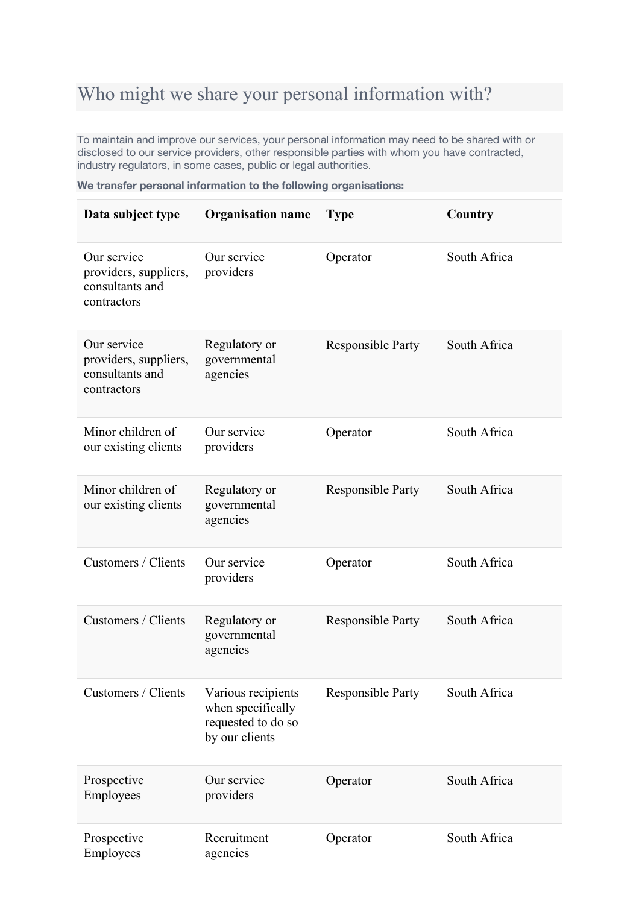## Who might we share your personal information with?

To maintain and improve our services, your personal information may need to be shared with or disclosed to our service providers, other responsible parties with whom you have contracted, industry regulators, in some cases, public or legal authorities.

**We transfer personal information to the following organisations:**

| Data subject type | Organisation name | Type | Country |
|---|---|---|---|
| Our service providers, suppliers, consultants and contractors | Our service providers | Operator | South Africa |
| Our service providers, suppliers, consultants and contractors | Regulatory or governmental agencies | Responsible Party | South Africa |
| Minor children of our existing clients | Our service providers | Operator | South Africa |
| Minor children of our existing clients | Regulatory or governmental agencies | Responsible Party | South Africa |
| Customers / Clients | Our service providers | Operator | South Africa |
| Customers / Clients | Regulatory or governmental agencies | Responsible Party | South Africa |
| Customers / Clients | Various recipients when specifically requested to do so by our clients | Responsible Party | South Africa |
| Prospective Employees | Our service providers | Operator | South Africa |
| Prospective Employees | Recruitment agencies | Operator | South Africa |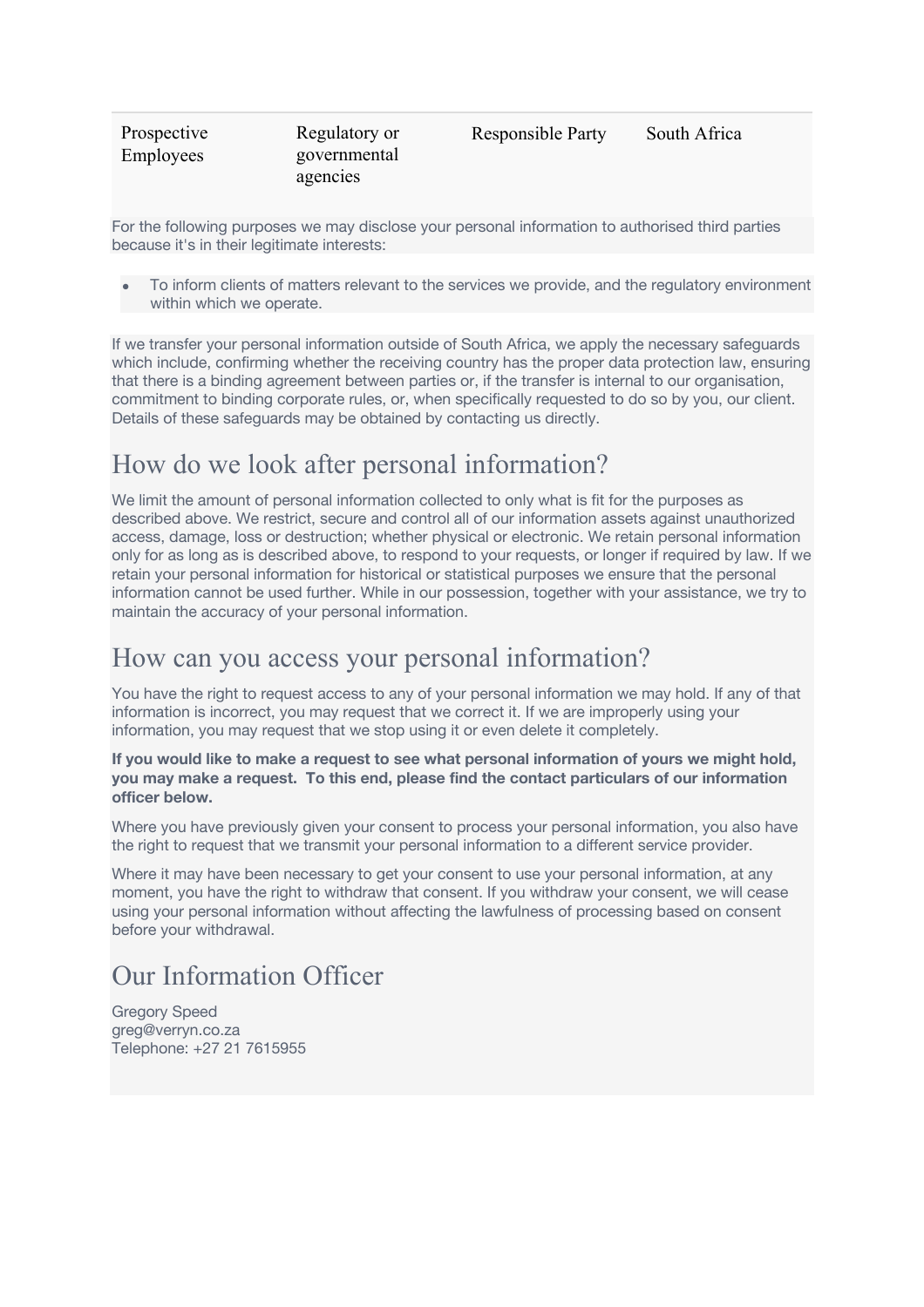| Prospective Employees | Regulatory or governmental agencies | Responsible Party | South Africa |
|---|---|---|---|

For the following purposes we may disclose your personal information to authorised third parties because it's in their legitimate interests:

- To inform clients of matters relevant to the services we provide, and the regulatory environment within which we operate.

If we transfer your personal information outside of South Africa, we apply the necessary safeguards which include, confirming whether the receiving country has the proper data protection law, ensuring that there is a binding agreement between parties or, if the transfer is internal to our organisation, commitment to binding corporate rules, or, when specifically requested to do so by you, our client. Details of these safeguards may be obtained by contacting us directly.

# How do we look after personal information?

We limit the amount of personal information collected to only what is fit for the purposes as described above. We restrict, secure and control all of our information assets against unauthorized access, damage, loss or destruction; whether physical or electronic. We retain personal information only for as long as is described above, to respond to your requests, or longer if required by law. If we retain your personal information for historical or statistical purposes we ensure that the personal information cannot be used further. While in our possession, together with your assistance, we try to maintain the accuracy of your personal information.

# How can you access your personal information?

You have the right to request access to any of your personal information we may hold. If any of that information is incorrect, you may request that we correct it. If we are improperly using your information, you may request that we stop using it or even delete it completely.

**If you would like to make a request to see what personal information of yours we might hold, you may make a request. To this end, please find the contact particulars of our information officer below.**

Where you have previously given your consent to process your personal information, you also have the right to request that we transmit your personal information to a different service provider.

Where it may have been necessary to get your consent to use your personal information, at any moment, you have the right to withdraw that consent. If you withdraw your consent, we will cease using your personal information without affecting the lawfulness of processing based on consent before your withdrawal.

# Our Information Officer

Gregory Speed
greg@verryn.co.za
Telephone: +27 21 7615955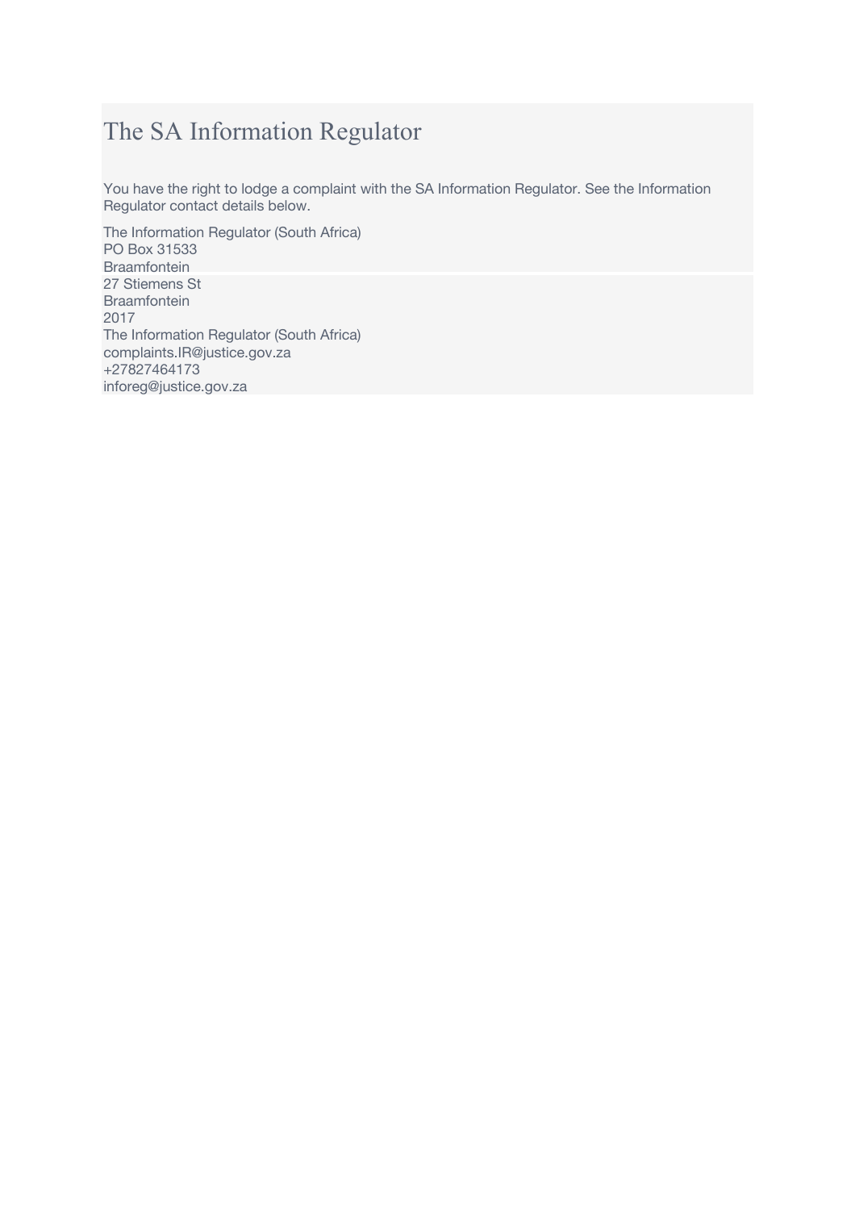# The SA Information Regulator

You have the right to lodge a complaint with the SA Information Regulator. See the Information Regulator contact details below.

The Information Regulator (South Africa)
PO Box 31533
Braamfontein
27 Stiemens St
Braamfontein
2017
The Information Regulator (South Africa)
complaints.IR@justice.gov.za
+27827464173
inforeg@justice.gov.za